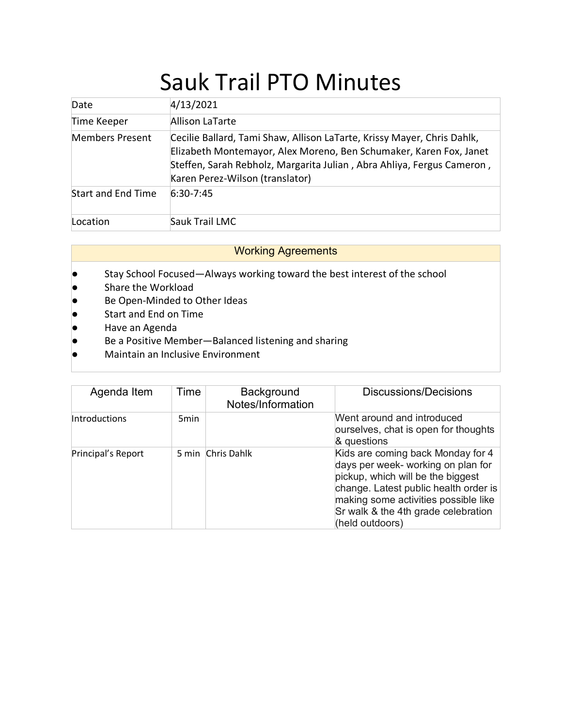# Sauk Trail PTO Minutes

| | |
|---|---|
| Date | 4/13/2021 |
| Time Keeper | Allison LaTarte |
| Members Present | Cecilie Ballard, Tami Shaw, Allison LaTarte, Krissy Mayer, Chris Dahlk, Elizabeth Montemayor, Alex Moreno, Ben Schumaker, Karen Fox, Janet Steffen, Sarah Rebholz, Margarita Julian , Abra Ahliya, Fergus Cameron , Karen Perez-Wilson (translator) |
| Start and End Time | 6:30-7:45 |
| Location | Sauk Trail LMC |

## Working Agreements

- Stay School Focused—Always working toward the best interest of the school
- Share the Workload
- Be Open-Minded to Other Ideas
- Start and End on Time
- Have an Agenda
- Be a Positive Member—Balanced listening and sharing
- Maintain an Inclusive Environment

| Agenda Item | Time | Background Notes/Information | Discussions/Decisions |
|---|---|---|---|
| Introductions | 5min | | Went around and introduced ourselves, chat is open for thoughts & questions |
| Principal's Report | 5 min | Chris Dahlk | Kids are coming back Monday for 4 days per week- working on plan for pickup, which will be the biggest change. Latest public health order is making some activities possible like Sr walk & the 4th grade celebration (held outdoors) |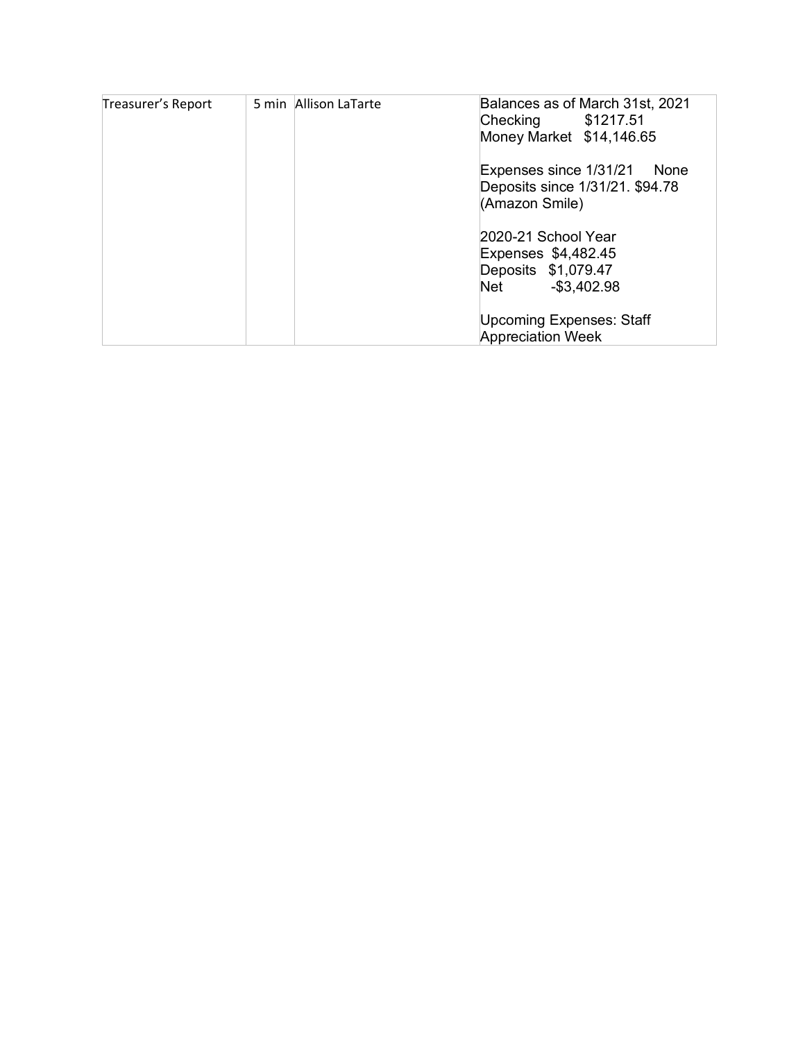| Treasurer's Report | 5 min | Allison LaTarte | Balances as of March 31st, 2021<br>Checking $1217.51<br>Money Market $14,146.65<br><br>Expenses since 1/31/21 None<br>Deposits since 1/31/21. $94.78 (Amazon Smile)<br><br>2020-21 School Year<br>Expenses $4,482.45<br>Deposits $1,079.47<br>Net -$3,402.98<br><br>Upcoming Expenses: Staff Appreciation Week |
|---|---|---|---|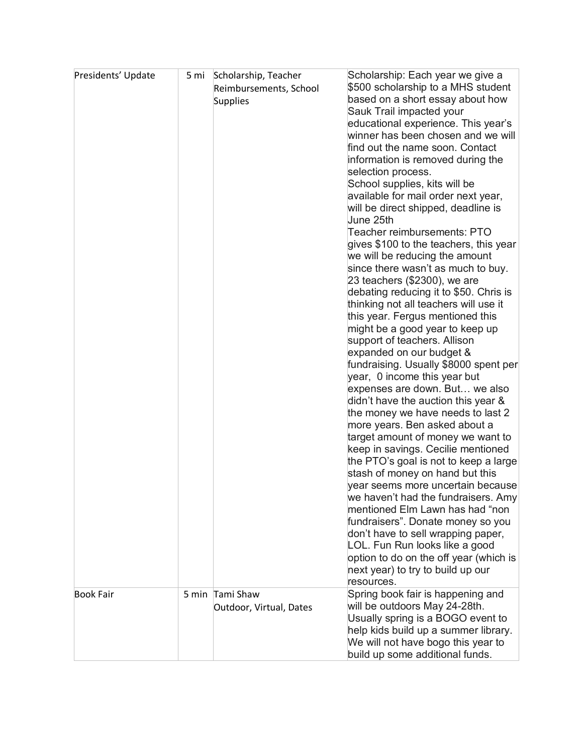| | | | |
|---|---|---|---|
| Presidents' Update | 5 mi | Scholarship, Teacher Reimbursements, School Supplies | Scholarship: Each year we give a $500 scholarship to a MHS student based on a short essay about how Sauk Trail impacted your educational experience. This year's winner has been chosen and we will find out the name soon. Contact information is removed during the selection process.<br>School supplies, kits will be available for mail order next year, will be direct shipped, deadline is June 25th<br>Teacher reimbursements: PTO gives $100 to the teachers, this year we will be reducing the amount since there wasn't as much to buy. 23 teachers ($2300), we are debating reducing it to $50. Chris is thinking not all teachers will use it this year. Fergus mentioned this might be a good year to keep up support of teachers. Allison expanded on our budget & fundraising. Usually $8000 spent per year, 0 income this year but expenses are down. But… we also didn't have the auction this year & the money we have needs to last 2 more years. Ben asked about a target amount of money we want to keep in savings. Cecilie mentioned the PTO's goal is not to keep a large stash of money on hand but this year seems more uncertain because we haven't had the fundraisers. Amy mentioned Elm Lawn has had "non fundraisers". Donate money so you don't have to sell wrapping paper, LOL. Fun Run looks like a good option to do on the off year (which is next year) to try to build up our resources. |
| Book Fair | 5 min | Tami Shaw<br>Outdoor, Virtual, Dates | Spring book fair is happening and will be outdoors May 24-28th. Usually spring is a BOGO event to help kids build up a summer library. We will not have bogo this year to build up some additional funds. |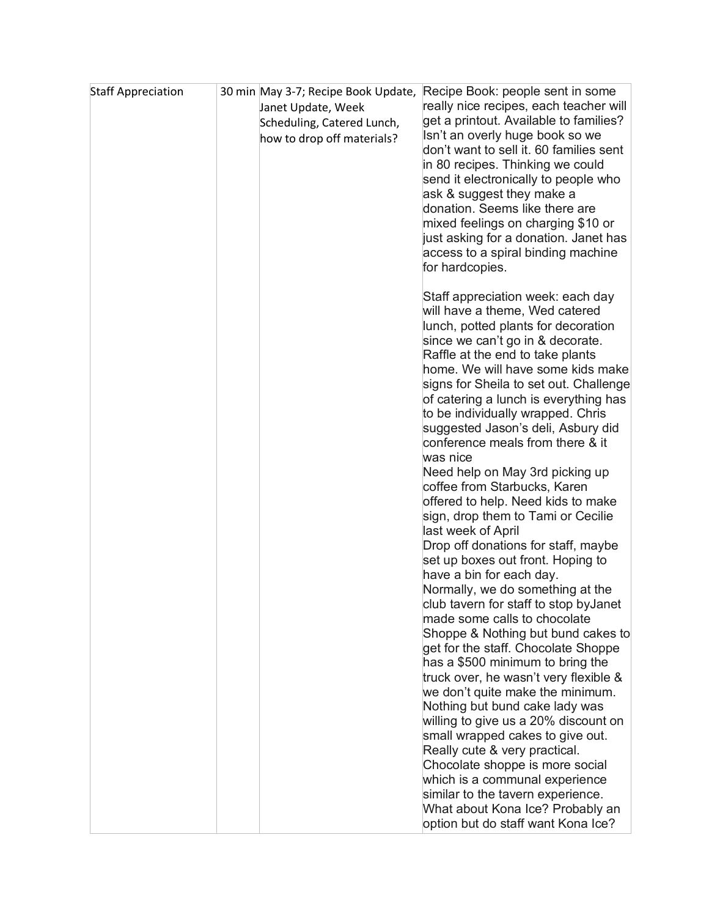| Staff Appreciation | 30 min | May 3-7; Recipe Book Update, Janet Update, Week Scheduling, Catered Lunch, how to drop off materials? | Recipe Book: people sent in some really nice recipes, each teacher will get a printout. Available to families? Isn't an overly huge book so we don't want to sell it. 60 families sent in 80 recipes. Thinking we could send it electronically to people who ask & suggest they make a donation. Seems like there are mixed feelings on charging $10 or just asking for a donation. Janet has access to a spiral binding machine for hardcopies.<br><br>Staff appreciation week: each day will have a theme, Wed catered lunch, potted plants for decoration since we can't go in & decorate. Raffle at the end to take plants home. We will have some kids make signs for Sheila to set out. Challenge of catering a lunch is everything has to be individually wrapped. Chris suggested Jason's deli, Asbury did conference meals from there & it was nice<br>Need help on May 3rd picking up coffee from Starbucks, Karen offered to help. Need kids to make sign, drop them to Tami or Cecilie last week of April<br>Drop off donations for staff, maybe set up boxes out front. Hoping to have a bin for each day.<br>Normally, we do something at the club tavern for staff to stop byJanet made some calls to chocolate Shoppe & Nothing but bund cakes to get for the staff. Chocolate Shoppe has a $500 minimum to bring the truck over, he wasn't very flexible & we don't quite make the minimum. Nothing but bund cake lady was willing to give us a 20% discount on small wrapped cakes to give out. Really cute & very practical. Chocolate shoppe is more social which is a communal experience similar to the tavern experience. What about Kona Ice? Probably an option but do staff want Kona Ice? |
|---|---|---|---|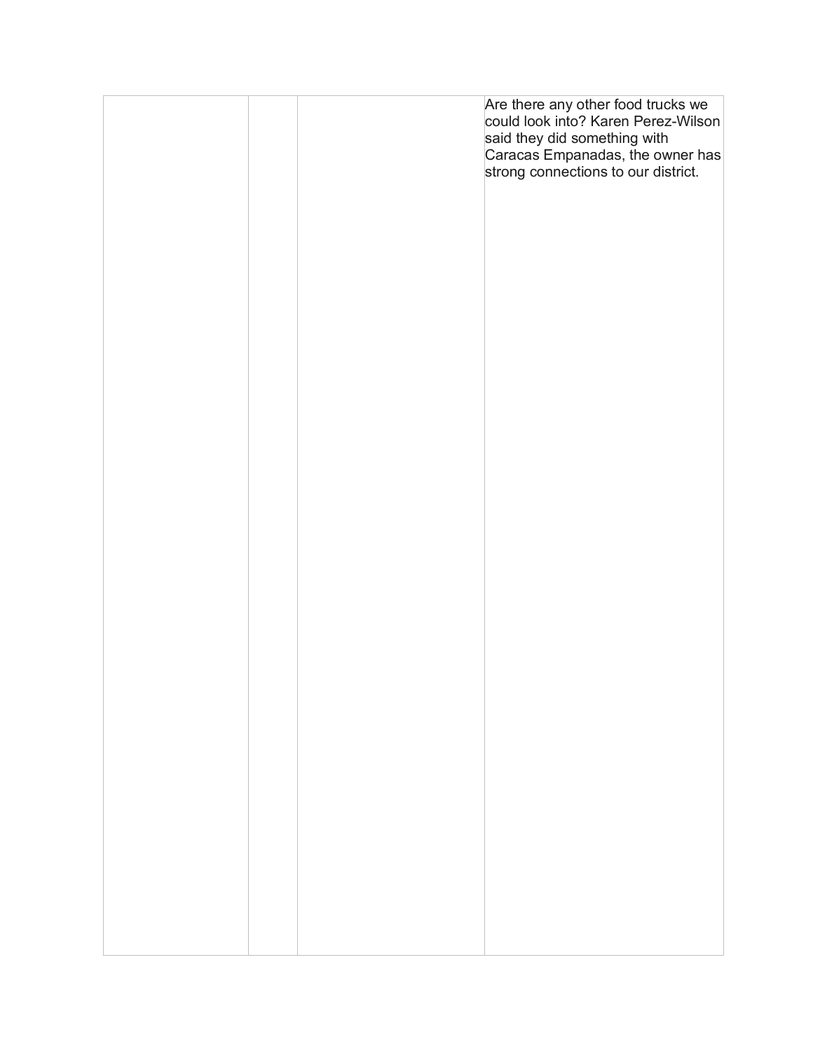| | | | |
|---|---|---|---|
| | | | Are there any other food trucks we could look into? Karen Perez-Wilson said they did something with Caracas Empanadas, the owner has strong connections to our district. |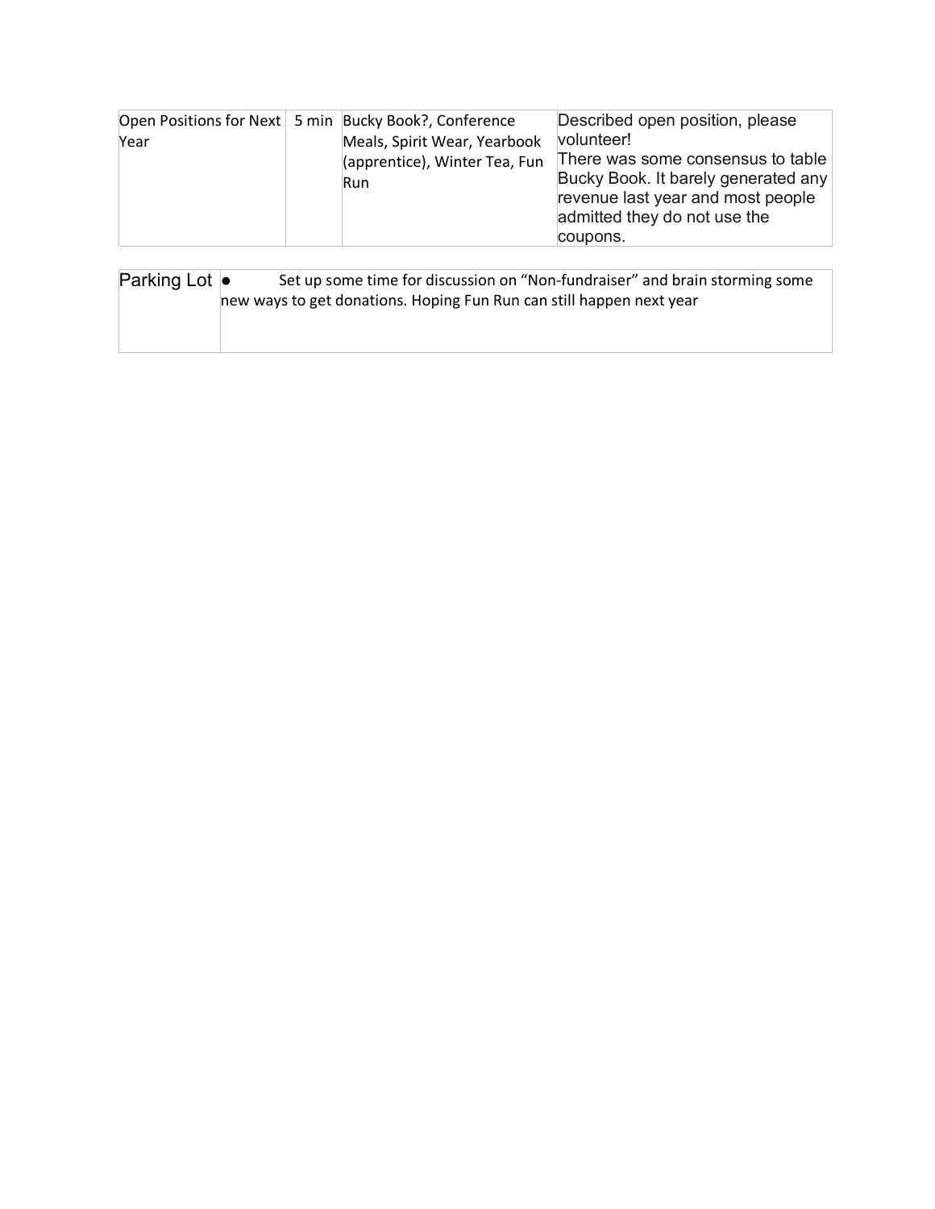| | | | |
|---|---|---|---|
| Open Positions for Next Year | 5 min | Bucky Book?, Conference Meals, Spirit Wear, Yearbook (apprentice), Winter Tea, Fun Run | Described open position, please volunteer!<br>There was some consensus to table Bucky Book. It barely generated any revenue last year and most people admitted they do not use the coupons. |

| | |
|---|---|
| Parking Lot | • Set up some time for discussion on "Non-fundraiser" and brain storming some new ways to get donations. Hoping Fun Run can still happen next year |